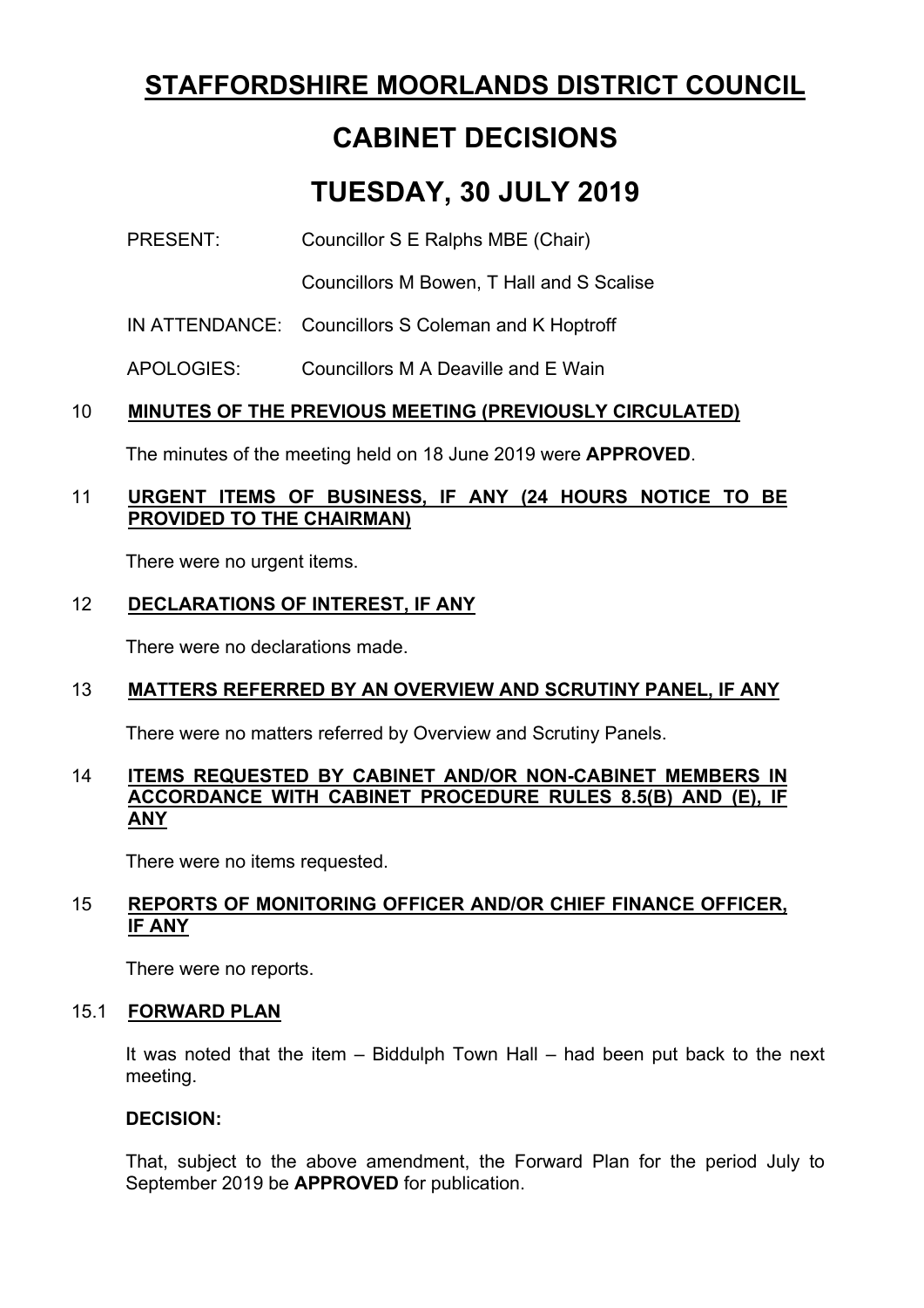# STAFFORDSHIRE MOORLANDS DISTRICT COUNCIL

# CABINET DECISIONS

# TUESDAY, 30 JULY 2019

PRESENT: Councillor S E Ralphs MBE (Chair)

Councillors M Bowen, T Hall and S Scalise

IN ATTENDANCE: Councillors S Coleman and K Hoptroff

APOLOGIES: Councillors M A Deaville and E Wain

## 10 MINUTES OF THE PREVIOUS MEETING (PREVIOUSLY CIRCULATED)

The minutes of the meeting held on 18 June 2019 were **APPROVED**.

## 11 URGENT ITEMS OF BUSINESS, IF ANY (24 HOURS NOTICE TO BE PROVIDED TO THE CHAIRMAN)

There were no urgent items.

## 12 DECLARATIONS OF INTEREST, IF ANY

There were no declarations made.

## 13 MATTERS REFERRED BY AN OVERVIEW AND SCRUTINY PANEL, IF ANY

There were no matters referred by Overview and Scrutiny Panels.

## 14 ITEMS REQUESTED BY CABINET AND/OR NON-CABINET MEMBERS IN ACCORDANCE WITH CABINET PROCEDURE RULES 8.5(B) AND (E), IF ANY

There were no items requested.

## 15 REPORTS OF MONITORING OFFICER AND/OR CHIEF FINANCE OFFICER, IF ANY

There were no reports.

### 15.1 FORWARD PLAN

It was noted that the item – Biddulph Town Hall – had been put back to the next meeting.

**DECISION:**

That, subject to the above amendment, the Forward Plan for the period July to September 2019 be **APPROVED** for publication.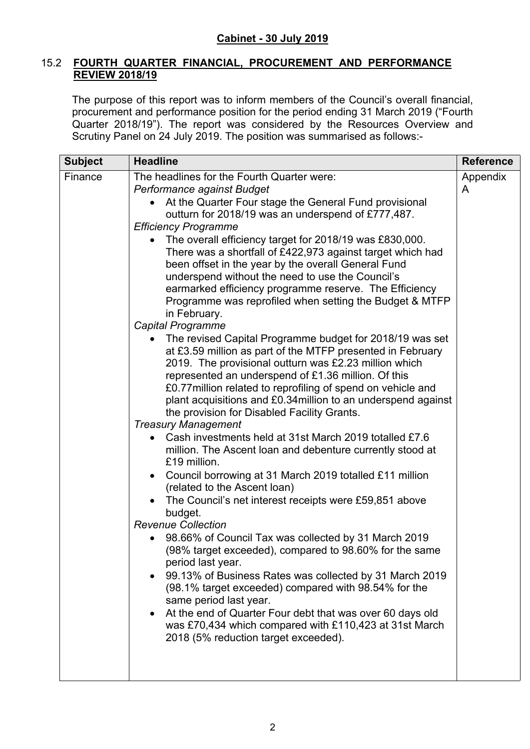**Cabinet - 30 July 2019**

15.2 **FOURTH QUARTER FINANCIAL, PROCUREMENT AND PERFORMANCE REVIEW 2018/19**

The purpose of this report was to inform members of the Council's overall financial, procurement and performance position for the period ending 31 March 2019 ("Fourth Quarter 2018/19"). The report was considered by the Resources Overview and Scrutiny Panel on 24 July 2019. The position was summarised as follows:-

| Subject | Headline | Reference |
|---|---|---|
| Finance | The headlines for the Fourth Quarter were:<br>*Performance against Budget*<br>• At the Quarter Four stage the General Fund provisional outturn for 2018/19 was an underspend of £777,487.<br>*Efficiency Programme*<br>• The overall efficiency target for 2018/19 was £830,000. There was a shortfall of £422,973 against target which had been offset in the year by the overall General Fund underspend without the need to use the Council's earmarked efficiency programme reserve. The Efficiency Programme was reprofiled when setting the Budget & MTFP in February.<br>*Capital Programme*<br>• The revised Capital Programme budget for 2018/19 was set at £3.59 million as part of the MTFP presented in February 2019. The provisional outturn was £2.23 million which represented an underspend of £1.36 million. Of this £0.77million related to reprofiling of spend on vehicle and plant acquisitions and £0.34million to an underspend against the provision for Disabled Facility Grants.<br>*Treasury Management*<br>• Cash investments held at 31st March 2019 totalled £7.6 million. The Ascent loan and debenture currently stood at £19 million.<br>• Council borrowing at 31 March 2019 totalled £11 million (related to the Ascent loan)<br>• The Council's net interest receipts were £59,851 above budget.<br>*Revenue Collection*<br>• 98.66% of Council Tax was collected by 31 March 2019 (98% target exceeded), compared to 98.60% for the same period last year.<br>• 99.13% of Business Rates was collected by 31 March 2019 (98.1% target exceeded) compared with 98.54% for the same period last year.<br>• At the end of Quarter Four debt that was over 60 days old was £70,434 which compared with £110,423 at 31st March 2018 (5% reduction target exceeded). | Appendix A |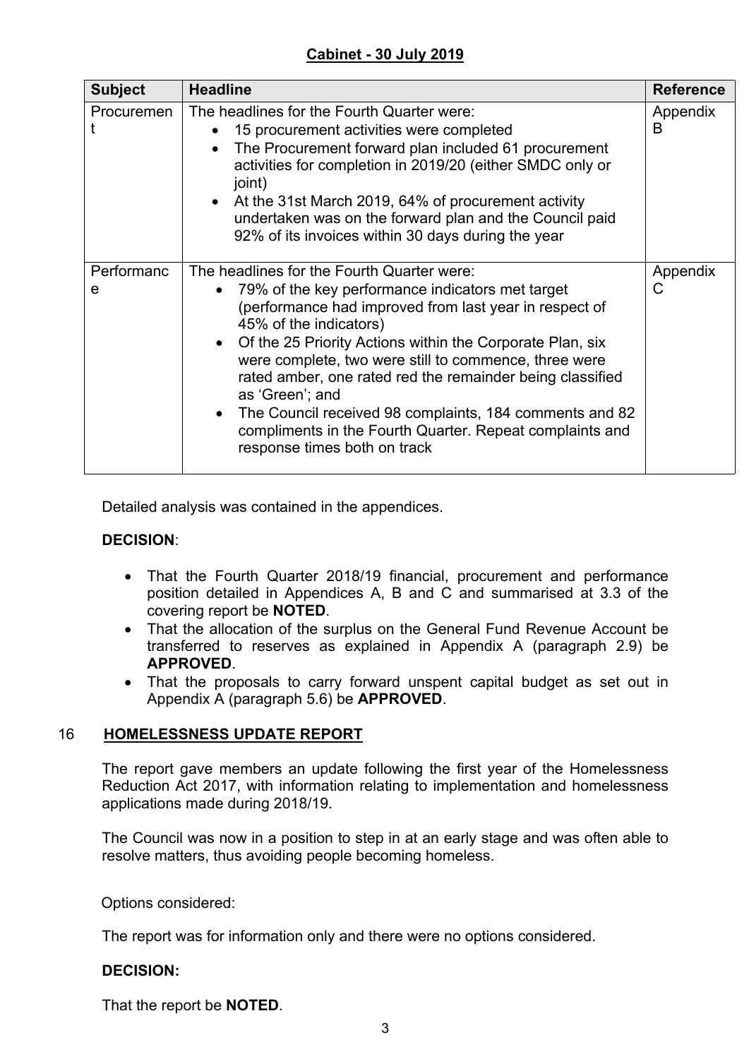**Cabinet - 30 July 2019**

| Subject | Headline | Reference |
|---|---|---|
| Procurement | The headlines for the Fourth Quarter were:<br>• 15 procurement activities were completed<br>• The Procurement forward plan included 61 procurement activities for completion in 2019/20 (either SMDC only or joint)<br>• At the 31st March 2019, 64% of procurement activity undertaken was on the forward plan and the Council paid 92% of its invoices within 30 days during the year | Appendix B |
| Performance | The headlines for the Fourth Quarter were:<br>• 79% of the key performance indicators met target (performance had improved from last year in respect of 45% of the indicators)<br>• Of the 25 Priority Actions within the Corporate Plan, six were complete, two were still to commence, three were rated amber, one rated red the remainder being classified as 'Green'; and<br>• The Council received 98 complaints, 184 comments and 82 compliments in the Fourth Quarter. Repeat complaints and response times both on track | Appendix C |

Detailed analysis was contained in the appendices.

**DECISION**:

- That the Fourth Quarter 2018/19 financial, procurement and performance position detailed in Appendices A, B and C and summarised at 3.3 of the covering report be **NOTED**.
- That the allocation of the surplus on the General Fund Revenue Account be transferred to reserves as explained in Appendix A (paragraph 2.9) be **APPROVED**.
- That the proposals to carry forward unspent capital budget as set out in Appendix A (paragraph 5.6) be **APPROVED**.

## 16 HOMELESSNESS UPDATE REPORT

The report gave members an update following the first year of the Homelessness Reduction Act 2017, with information relating to implementation and homelessness applications made during 2018/19.

The Council was now in a position to step in at an early stage and was often able to resolve matters, thus avoiding people becoming homeless.

Options considered:

The report was for information only and there were no options considered.

**DECISION:**

That the report be **NOTED**.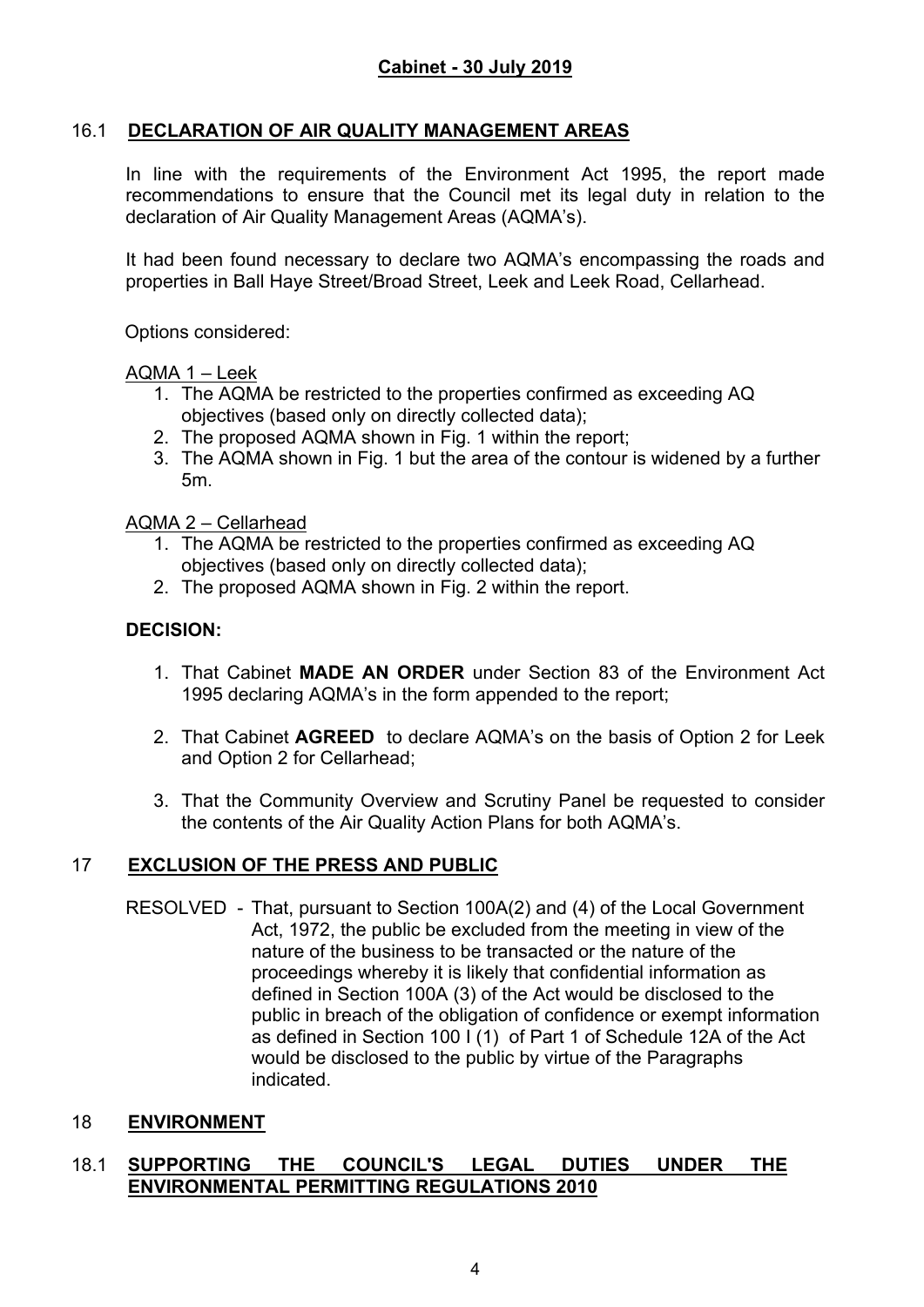## Cabinet - 30 July 2019

### 16.1 DECLARATION OF AIR QUALITY MANAGEMENT AREAS

In line with the requirements of the Environment Act 1995, the report made recommendations to ensure that the Council met its legal duty in relation to the declaration of Air Quality Management Areas (AQMA's).

It had been found necessary to declare two AQMA's encompassing the roads and properties in Ball Haye Street/Broad Street, Leek and Leek Road, Cellarhead.

Options considered:

AQMA 1 – Leek

1. The AQMA be restricted to the properties confirmed as exceeding AQ objectives (based only on directly collected data);
2. The proposed AQMA shown in Fig. 1 within the report;
3. The AQMA shown in Fig. 1 but the area of the contour is widened by a further 5m.

AQMA 2 – Cellarhead

1. The AQMA be restricted to the properties confirmed as exceeding AQ objectives (based only on directly collected data);
2. The proposed AQMA shown in Fig. 2 within the report.

**DECISION:**

1. That Cabinet **MADE AN ORDER** under Section 83 of the Environment Act 1995 declaring AQMA's in the form appended to the report;
2. That Cabinet **AGREED** to declare AQMA's on the basis of Option 2 for Leek and Option 2 for Cellarhead;
3. That the Community Overview and Scrutiny Panel be requested to consider the contents of the Air Quality Action Plans for both AQMA's.

### 17 EXCLUSION OF THE PRESS AND PUBLIC

RESOLVED - That, pursuant to Section 100A(2) and (4) of the Local Government Act, 1972, the public be excluded from the meeting in view of the nature of the business to be transacted or the nature of the proceedings whereby it is likely that confidential information as defined in Section 100A (3) of the Act would be disclosed to the public in breach of the obligation of confidence or exempt information as defined in Section 100 I (1) of Part 1 of Schedule 12A of the Act would be disclosed to the public by virtue of the Paragraphs indicated.

### 18 ENVIRONMENT

### 18.1 SUPPORTING THE COUNCIL'S LEGAL DUTIES UNDER THE ENVIRONMENTAL PERMITTING REGULATIONS 2010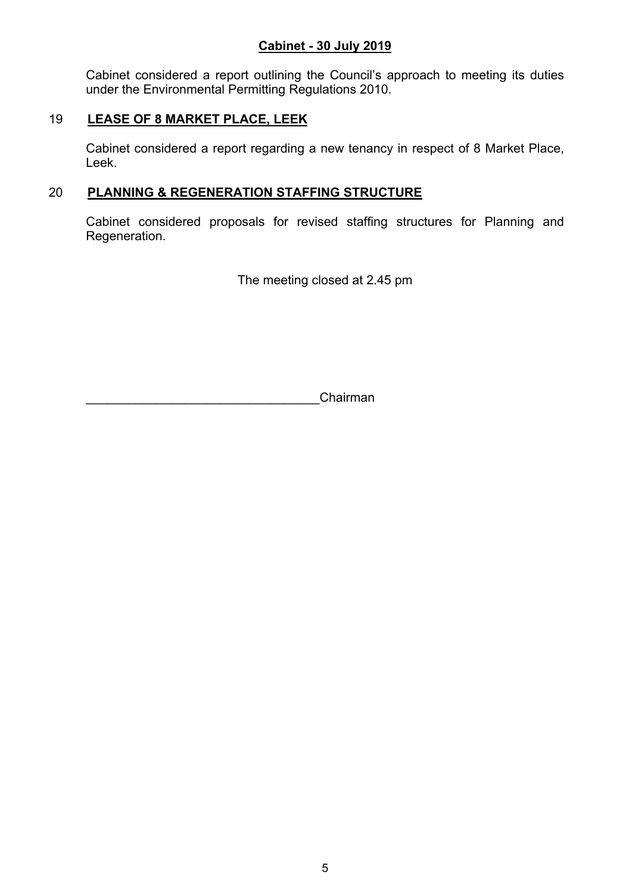Cabinet considered a report outlining the Council's approach to meeting its duties under the Environmental Permitting Regulations 2010.

## 19 LEASE OF 8 MARKET PLACE, LEEK

Cabinet considered a report regarding a new tenancy in respect of 8 Market Place, Leek.

## 20 PLANNING & REGENERATION STAFFING STRUCTURE

Cabinet considered proposals for revised staffing structures for Planning and Regeneration.

The meeting closed at 2.45 pm

________________________________Chairman